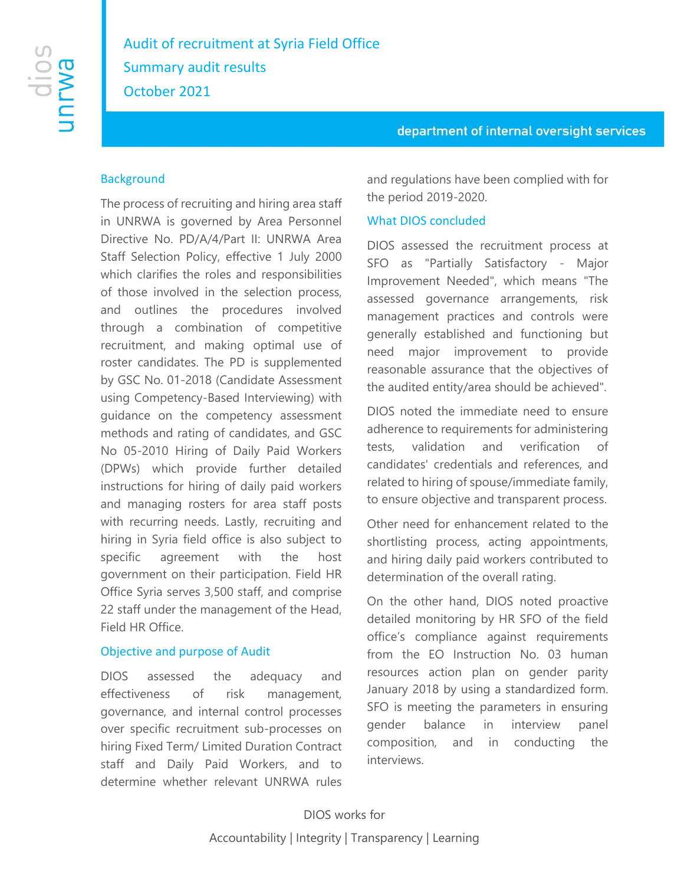# Audit of recruitment at Syria Field Office

## Summary audit results

## October 2021

department of internal oversight services

### Background

The process of recruiting and hiring area staff in UNRWA is governed by Area Personnel Directive No. PD/A/4/Part II: UNRWA Area Staff Selection Policy, effective 1 July 2000 which clarifies the roles and responsibilities of those involved in the selection process, and outlines the procedures involved through a combination of competitive recruitment, and making optimal use of roster candidates. The PD is supplemented by GSC No. 01-2018 (Candidate Assessment using Competency-Based Interviewing) with guidance on the competency assessment methods and rating of candidates, and GSC No 05-2010 Hiring of Daily Paid Workers (DPWs) which provide further detailed instructions for hiring of daily paid workers and managing rosters for area staff posts with recurring needs. Lastly, recruiting and hiring in Syria field office is also subject to specific agreement with the host government on their participation. Field HR Office Syria serves 3,500 staff, and comprise 22 staff under the management of the Head, Field HR Office.

### Objective and purpose of Audit

DIOS assessed the adequacy and effectiveness of risk management, governance, and internal control processes over specific recruitment sub-processes on hiring Fixed Term/ Limited Duration Contract staff and Daily Paid Workers, and to determine whether relevant UNRWA rules and regulations have been complied with for the period 2019-2020.

### What DIOS concluded

DIOS assessed the recruitment process at SFO as "Partially Satisfactory - Major Improvement Needed", which means "The assessed governance arrangements, risk management practices and controls were generally established and functioning but need major improvement to provide reasonable assurance that the objectives of the audited entity/area should be achieved".

DIOS noted the immediate need to ensure adherence to requirements for administering tests, validation and verification of candidates' credentials and references, and related to hiring of spouse/immediate family, to ensure objective and transparent process.

Other need for enhancement related to the shortlisting process, acting appointments, and hiring daily paid workers contributed to determination of the overall rating.

On the other hand, DIOS noted proactive detailed monitoring by HR SFO of the field office's compliance against requirements from the EO Instruction No. 03 human resources action plan on gender parity January 2018 by using a standardized form. SFO is meeting the parameters in ensuring gender balance in interview panel composition, and in conducting the interviews.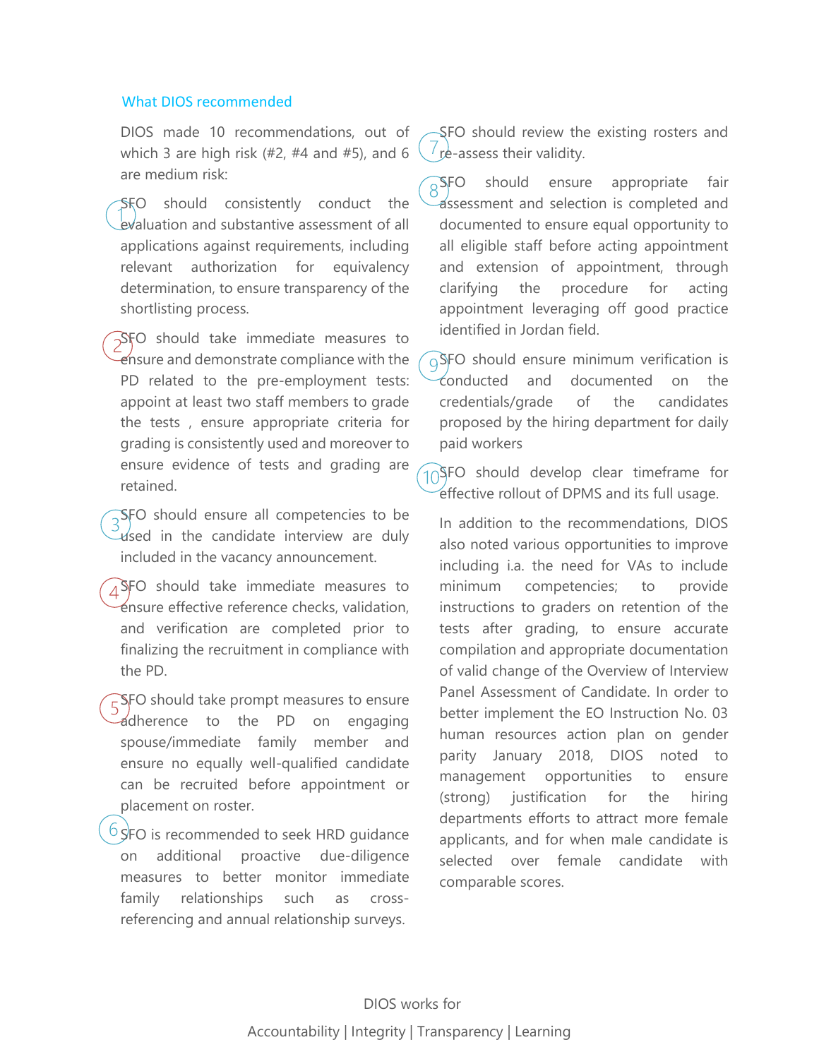## What DIOS recommended

DIOS made 10 recommendations, out of which 3 are high risk (#2, #4 and #5), and 6 are medium risk:

1. SFO should consistently conduct the evaluation and substantive assessment of all applications against requirements, including relevant authorization for equivalency determination, to ensure transparency of the shortlisting process.
2. SFO should take immediate measures to ensure and demonstrate compliance with the PD related to the pre-employment tests: appoint at least two staff members to grade the tests , ensure appropriate criteria for grading is consistently used and moreover to ensure evidence of tests and grading are retained.
3. SFO should ensure all competencies to be used in the candidate interview are duly included in the vacancy announcement.
4. SFO should take immediate measures to ensure effective reference checks, validation, and verification are completed prior to finalizing the recruitment in compliance with the PD.
5. SFO should take prompt measures to ensure adherence to the PD on engaging spouse/immediate family member and ensure no equally well-qualified candidate can be recruited before appointment or placement on roster.
6. SFO is recommended to seek HRD guidance on additional proactive due-diligence measures to better monitor immediate family relationships such as cross-referencing and annual relationship surveys.
7. SFO should review the existing rosters and re-assess their validity.
8. SFO should ensure appropriate fair assessment and selection is completed and documented to ensure equal opportunity to all eligible staff before acting appointment and extension of appointment, through clarifying the procedure for acting appointment leveraging off good practice identified in Jordan field.
9. SFO should ensure minimum verification is conducted and documented on the credentials/grade of the candidates proposed by the hiring department for daily paid workers
10. SFO should develop clear timeframe for effective rollout of DPMS and its full usage.

In addition to the recommendations, DIOS also noted various opportunities to improve including i.a. the need for VAs to include minimum competencies; to provide instructions to graders on retention of the tests after grading, to ensure accurate compilation and appropriate documentation of valid change of the Overview of Interview Panel Assessment of Candidate. In order to better implement the EO Instruction No. 03 human resources action plan on gender parity January 2018, DIOS noted to management opportunities to ensure (strong) justification for the hiring departments efforts to attract more female applicants, and for when male candidate is selected over female candidate with comparable scores.

DIOS works for

Accountability | Integrity | Transparency | Learning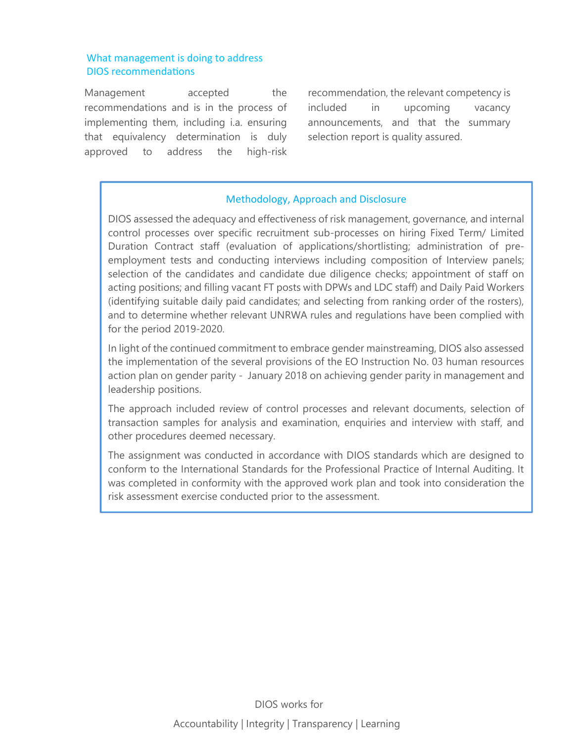## What management is doing to address DIOS recommendations

Management accepted the recommendations and is in the process of implementing them, including i.a. ensuring that equivalency determination is duly approved to address the high-risk recommendation, the relevant competency is included in upcoming vacancy announcements, and that the summary selection report is quality assured.

### Methodology, Approach and Disclosure

DIOS assessed the adequacy and effectiveness of risk management, governance, and internal control processes over specific recruitment sub-processes on hiring Fixed Term/ Limited Duration Contract staff (evaluation of applications/shortlisting; administration of pre-employment tests and conducting interviews including composition of Interview panels; selection of the candidates and candidate due diligence checks; appointment of staff on acting positions; and filling vacant FT posts with DPWs and LDC staff) and Daily Paid Workers (identifying suitable daily paid candidates; and selecting from ranking order of the rosters), and to determine whether relevant UNRWA rules and regulations have been complied with for the period 2019-2020.

In light of the continued commitment to embrace gender mainstreaming, DIOS also assessed the implementation of the several provisions of the EO Instruction No. 03 human resources action plan on gender parity - January 2018 on achieving gender parity in management and leadership positions.

The approach included review of control processes and relevant documents, selection of transaction samples for analysis and examination, enquiries and interview with staff, and other procedures deemed necessary.

The assignment was conducted in accordance with DIOS standards which are designed to conform to the International Standards for the Professional Practice of Internal Auditing. It was completed in conformity with the approved work plan and took into consideration the risk assessment exercise conducted prior to the assessment.

DIOS works for

Accountability | Integrity | Transparency | Learning